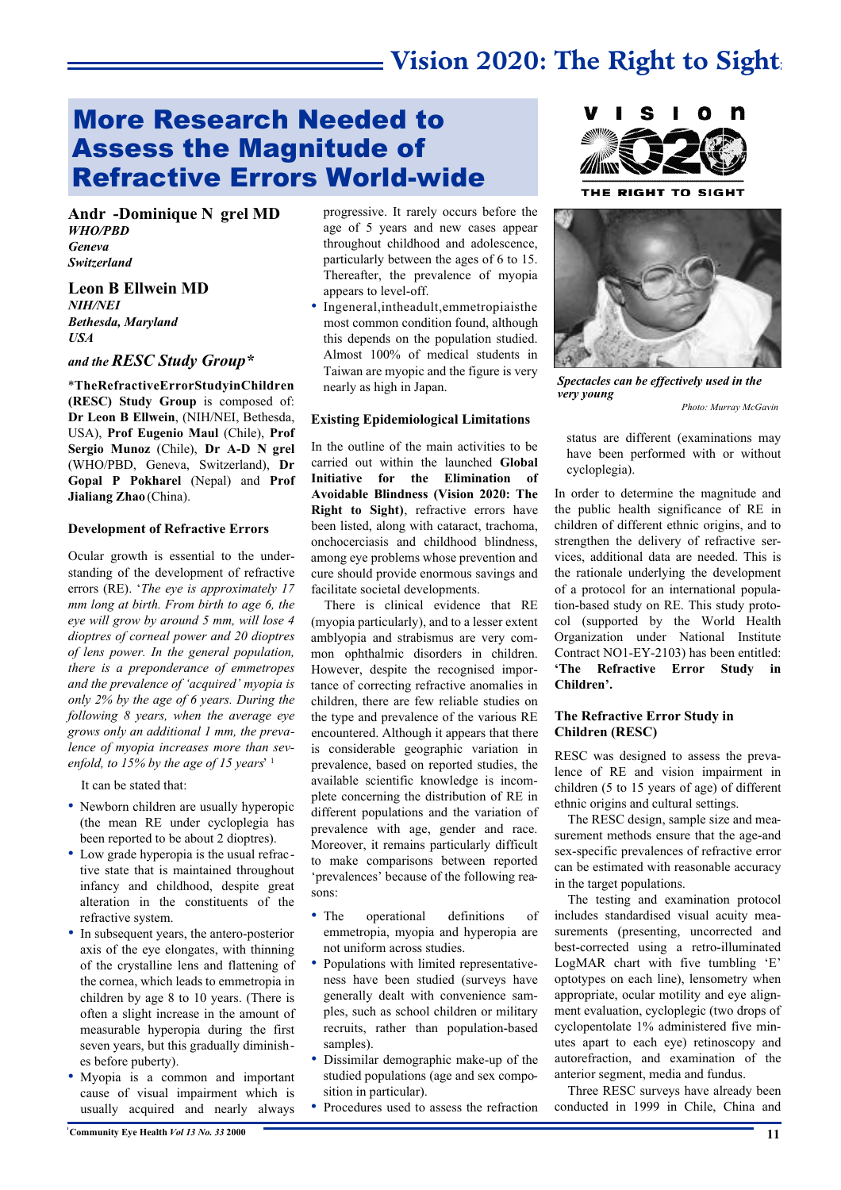# More Research Needed to Assess the Magnitude of Refractive Errors World-wide

**Andr -Dominique N grel MD**
*WHO/PBD*
*Geneva*
*Switzerland*

**Leon B Ellwein MD**
*NIH/NEI*
*Bethesda, Maryland*
*USA*

*and the* ***RESC Study Group\****

\***The Refractive Error Study in Children (RESC) Study Group** is composed of: **Dr Leon B Ellwein**, (NIH/NEI, Bethesda, USA), **Prof Eugenio Maul** (Chile), **Prof Sergio Munoz** (Chile), **Dr A-D N grel** (WHO/PBD, Geneva, Switzerland), **Dr Gopal P Pokharel** (Nepal) and **Prof Jialiang Zhao** (China).

### Development of Refractive Errors

Ocular growth is essential to the understanding of the development of refractive errors (RE). '*The eye is approximately 17 mm long at birth. From birth to age 6, the eye will grow by around 5 mm, will lose 4 dioptres of corneal power and 20 dioptres of lens power. In the general population, there is a preponderance of emmetropes and the prevalence of 'acquired' myopia is only 2% by the age of 6 years. During the following 8 years, when the average eye grows only an additional 1 mm, the prevalence of myopia increases more than sevenfold, to 15% by the age of 15 years*'[1]

It can be stated that:

- Newborn children are usually hyperopic (the mean RE under cycloplegia has been reported to be about 2 dioptres).
- Low grade hyperopia is the usual refractive state that is maintained throughout infancy and childhood, despite great alteration in the constituents of the refractive system.
- In subsequent years, the antero-posterior axis of the eye elongates, with thinning of the crystalline lens and flattening of the cornea, which leads to emmetropia in children by age 8 to 10 years. (There is often a slight increase in the amount of measurable hyperopia during the first seven years, but this gradually diminishes before puberty).
- Myopia is a common and important cause of visual impairment which is usually acquired and nearly always progressive. It rarely occurs before the age of 5 years and new cases appear throughout childhood and adolescence, particularly between the ages of 6 to 15. Thereafter, the prevalence of myopia appears to level-off.
- In general, in the adult, emmetropia is the most common condition found, although this depends on the population studied. Almost 100% of medical students in Taiwan are myopic and the figure is very nearly as high in Japan.

### Existing Epidemiological Limitations

In the outline of the main activities to be carried out within the launched **Global Initiative for the Elimination of Avoidable Blindness (Vision 2020: The Right to Sight)**, refractive errors have been listed, along with cataract, trachoma, onchocerciasis and childhood blindness, among eye problems whose prevention and cure should provide enormous savings and facilitate societal developments.

There is clinical evidence that RE (myopia particularly), and to a lesser extent amblyopia and strabismus are very common ophthalmic disorders in children. However, despite the recognised importance of correcting refractive anomalies in children, there are few reliable studies on the type and prevalence of the various RE encountered. Although it appears that there is considerable geographic variation in prevalence, based on reported studies, the available scientific knowledge is incomplete concerning the distribution of RE in different populations and the variation of prevalence with age, gender and race. Moreover, it remains particularly difficult to make comparisons between reported 'prevalences' because of the following reasons:

- The operational definitions of emmetropia, myopia and hyperopia are not uniform across studies.
- Populations with limited representativeness have been studied (surveys have generally dealt with convenience samples, such as school children or military recruits, rather than population-based samples).
- Dissimilar demographic make-up of the studied populations (age and sex composition in particular).
- Procedures used to assess the refraction status are different (examinations may have been performed with or without cycloplegia).

*Spectacles can be effectively used in the very young*

Photo: Murray McGavin

In order to determine the magnitude and the public health significance of RE in children of different ethnic origins, and to strengthen the delivery of refractive services, additional data are needed. This is the rationale underlying the development of a protocol for an international population-based study on RE. This study protocol (supported by the World Health Organization under National Institute Contract NO1-EY-2103) has been entitled: **'The Refractive Error Study in Children'.**

### The Refractive Error Study in Children (RESC)

RESC was designed to assess the prevalence of RE and vision impairment in children (5 to 15 years of age) of different ethnic origins and cultural settings.

The RESC design, sample size and measurement methods ensure that the age-and sex-specific prevalences of refractive error can be estimated with reasonable accuracy in the target populations.

The testing and examination protocol includes standardised visual acuity measurements (presenting, uncorrected and best-corrected using a retro-illuminated LogMAR chart with five tumbling 'E' optotypes on each line), lensometry when appropriate, ocular motility and eye alignment evaluation, cycloplegic (two drops of cyclopentolate 1% administered five minutes apart to each eye) retinoscopy and autorefraction, and examination of the anterior segment, media and fundus.

Three RESC surveys have already been conducted in 1999 in Chile, China and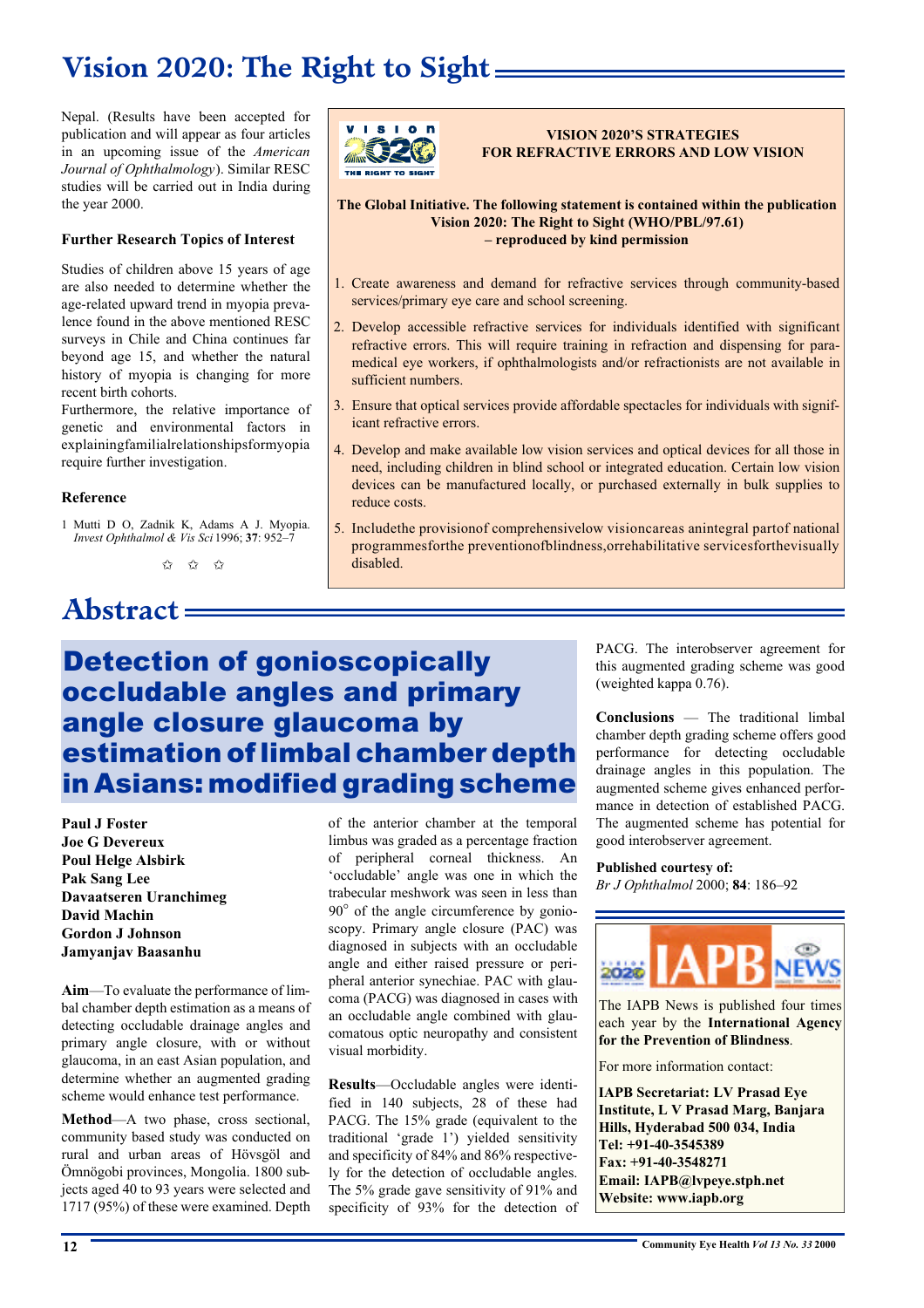# Vision 2020: The Right to Sight

Nepal. (Results have been accepted for publication and will appear as four articles in an upcoming issue of the *American Journal of Ophthalmology*). Similar RESC studies will be carried out in India during the year 2000.

### Further Research Topics of Interest

Studies of children above 15 years of age are also needed to determine whether the age-related upward trend in myopia prevalence found in the above mentioned RESC surveys in Chile and China continues far beyond age 15, and whether the natural history of myopia is changing for more recent birth cohorts.

Furthermore, the relative importance of genetic and environmental factors in explaining familial relationships for myopia require further investigation.

### Reference

1 Mutti D O, Zadnik K, Adams A J. Myopia. *Invest Ophthalmol & Vis Sci* 1996; **37**: 952–7

☆ ☆ ☆

**VISION 2020'S STRATEGIES FOR REFRACTIVE ERRORS AND LOW VISION**

**The Global Initiative. The following statement is contained within the publication Vision 2020: The Right to Sight (WHO/PBL/97.61) – reproduced by kind permission**

1. Create awareness and demand for refractive services through community-based services/primary eye care and school screening.
2. Develop accessible refractive services for individuals identified with significant refractive errors. This will require training in refraction and dispensing for paramedical eye workers, if ophthalmologists and/or refractionists are not available in sufficient numbers.
3. Ensure that optical services provide affordable spectacles for individuals with significant refractive errors.
4. Develop and make available low vision services and optical devices for all those in need, including children in blind school or integrated education. Certain low vision devices can be manufactured locally, or purchased externally in bulk supplies to reduce costs.
5. Include the provision of comprehensive low vision care as an integral part of national programmes for the prevention of blindness, or rehabilitative services for the visually disabled.

# Abstract

## Detection of gonioscopically occludable angles and primary angle closure glaucoma by estimation of limbal chamber depth in Asians: modified grading scheme

**Paul J Foster**
**Joe G Devereux**
**Poul Helge Alsbirk**
**Pak Sang Lee**
**Davaatseren Uranchimeg**
**David Machin**
**Gordon J Johnson**
**Jamyanjav Baasanhu**

**Aim**—To evaluate the performance of limbal chamber depth estimation as a means of detecting occludable drainage angles and primary angle closure, with or without glaucoma, in an east Asian population, and determine whether an augmented grading scheme would enhance test performance.

**Method**—A two phase, cross sectional, community based study was conducted on rural and urban areas of Hövsgöl and Ömnögobi provinces, Mongolia. 1800 subjects aged 40 to 93 years were selected and 1717 (95%) of these were examined. Depth of the anterior chamber at the temporal limbus was graded as a percentage fraction of peripheral corneal thickness. An 'occludable' angle was one in which the trabecular meshwork was seen in less than 90° of the angle circumference by gonioscopy. Primary angle closure (PAC) was diagnosed in subjects with an occludable angle and either raised pressure or peripheral anterior synechiae. PAC with glaucoma (PACG) was diagnosed in cases with an occludable angle combined with glaucomatous optic neuropathy and consistent visual morbidity.

**Results**—Occludable angles were identified in 140 subjects, 28 of these had PACG. The 15% grade (equivalent to the traditional 'grade 1') yielded sensitivity and specificity of 84% and 86% respectively for the detection of occludable angles. The 5% grade gave sensitivity of 91% and specificity of 93% for the detection of PACG. The interobserver agreement for this augmented grading scheme was good (weighted kappa 0.76).

**Conclusions** — The traditional limbal chamber depth grading scheme offers good performance for detecting occludable drainage angles in this population. The augmented scheme gives enhanced performance in detection of established PACG. The augmented scheme has potential for good interobserver agreement.

**Published courtesy of:**
*Br J Ophthalmol* 2000; **84**: 186–92

**IAPB NEWS**

The IAPB News is published four times each year by the **International Agency for the Prevention of Blindness**.

For more information contact:

**IAPB Secretariat: LV Prasad Eye Institute, L V Prasad Marg, Banjara Hills, Hyderabad 500 034, India**
**Tel: +91-40-3545389**
**Fax: +91-40-3548271**
**Email: IAPB@lvpeye.stph.net**
**Website: www.iapb.org**